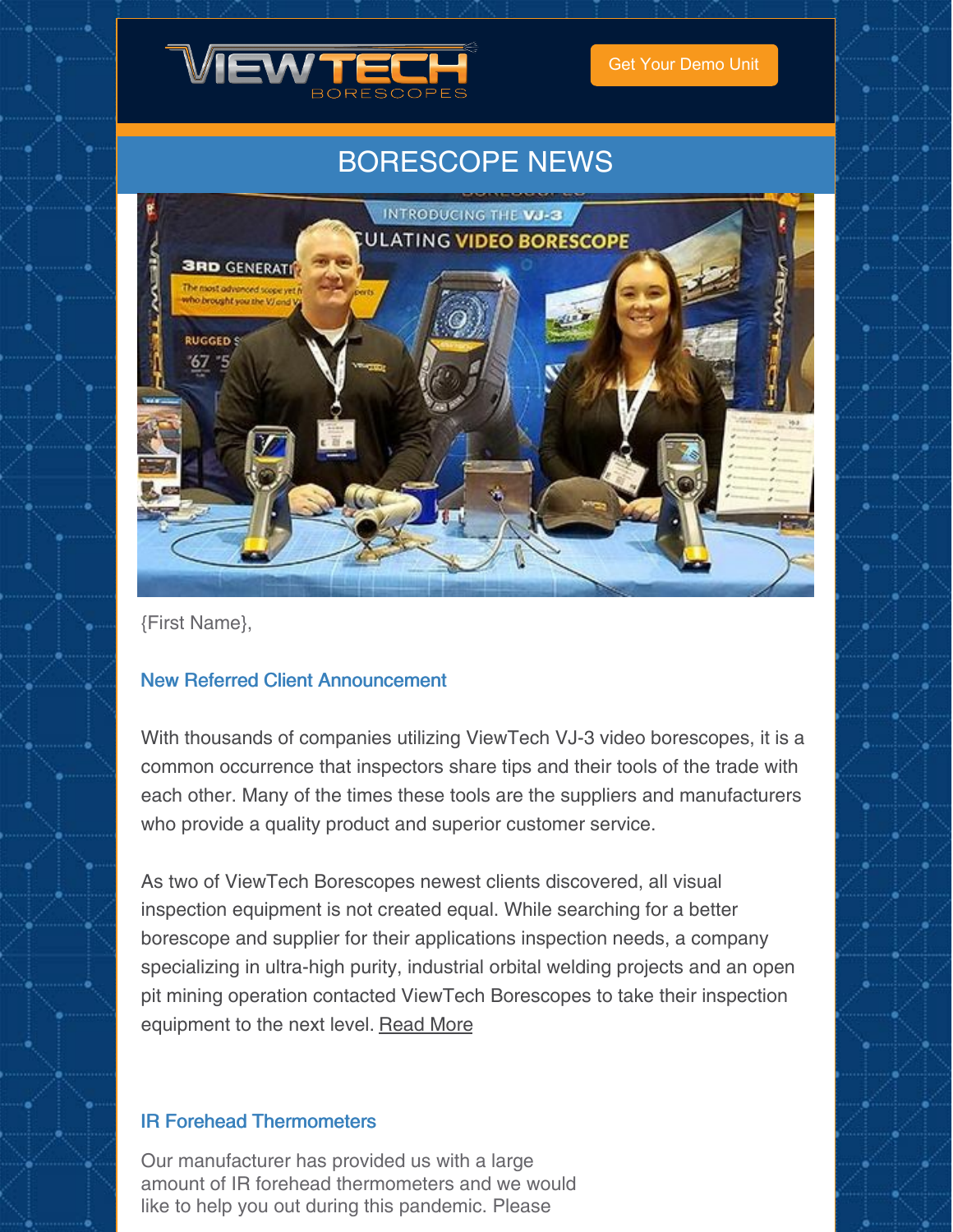Get Your Demo Unit

# BORESCOPE NEWS

{First Name},

## New Referred Client Announcement

With thousands of companies utilizing ViewTech VJ-3 video borescopes, it is a common occurrence that inspectors share tips and their tools of the trade with each other. Many of the times these tools are the suppliers and manufacturers who provide a quality product and superior customer service.

As two of ViewTech Borescopes newest clients discovered, all visual inspection equipment is not created equal. While searching for a better borescope and supplier for their applications inspection needs, a company specializing in ultra-high purity, industrial orbital welding projects and an open pit mining operation contacted ViewTech Borescopes to take their inspection equipment to the next level. Read More

## IR Forehead Thermometers

Our manufacturer has provided us with a large amount of IR forehead thermometers and we would like to help you out during this pandemic. Please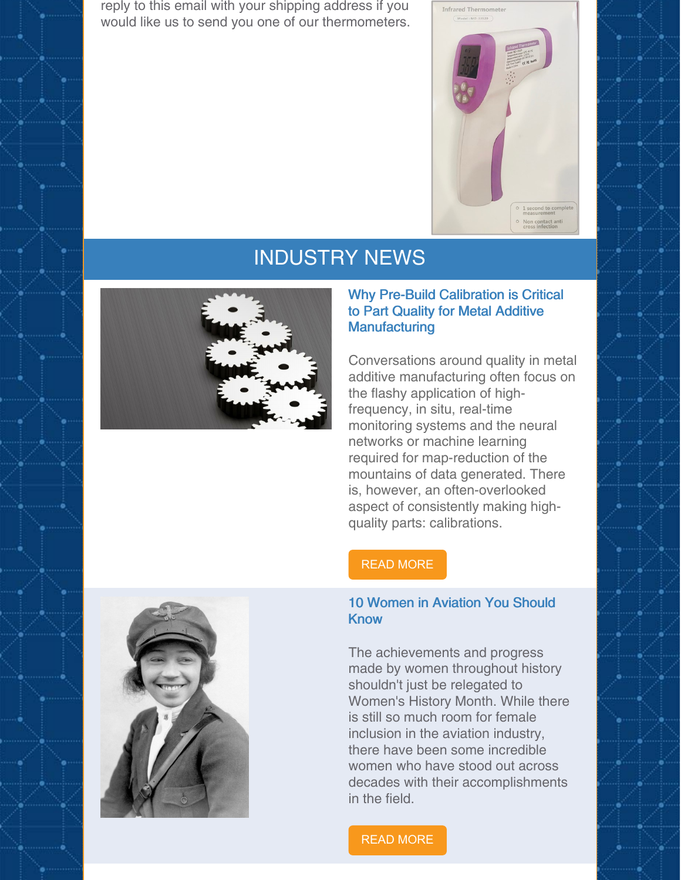reply to this email with your shipping address if you would like us to send you one of our thermometers.

## INDUSTRY NEWS

### Why Pre-Build Calibration is Critical to Part Quality for Metal Additive Manufacturing

Conversations around quality in metal additive manufacturing often focus on the flashy application of high-frequency, in situ, real-time monitoring systems and the neural networks or machine learning required for map-reduction of the mountains of data generated. There is, however, an often-overlooked aspect of consistently making high-quality parts: calibrations.

READ MORE

### 10 Women in Aviation You Should Know

The achievements and progress made by women throughout history shouldn't just be relegated to Women's History Month. While there is still so much room for female inclusion in the aviation industry, there have been some incredible women who have stood out across decades with their accomplishments in the field.

READ MORE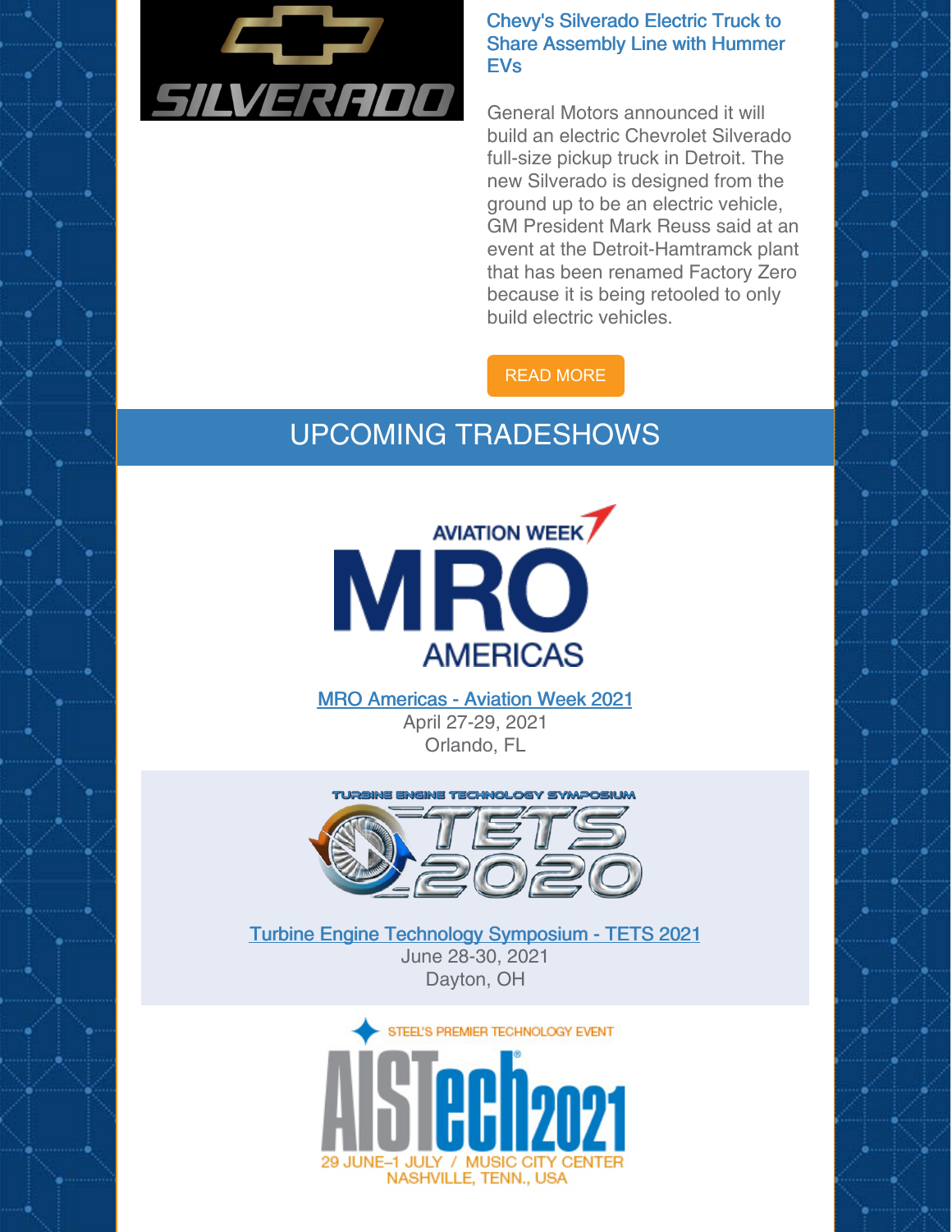### Chevy's Silverado Electric Truck to Share Assembly Line with Hummer EVs

General Motors announced it will build an electric Chevrolet Silverado full-size pickup truck in Detroit. The new Silverado is designed from the ground up to be an electric vehicle, GM President Mark Reuss said at an event at the Detroit-Hamtramck plant that has been renamed Factory Zero because it is being retooled to only build electric vehicles.

READ MORE

## UPCOMING TRADESHOWS

MRO Americas - Aviation Week 2021
April 27-29, 2021
Orlando, FL

Turbine Engine Technology Symposium - TETS 2021
June 28-30, 2021
Dayton, OH

STEEL'S PREMIER TECHNOLOGY EVENT
AISTech2021
29 JUNE–1 JULY / MUSIC CITY CENTER
NASHVILLE, TENN., USA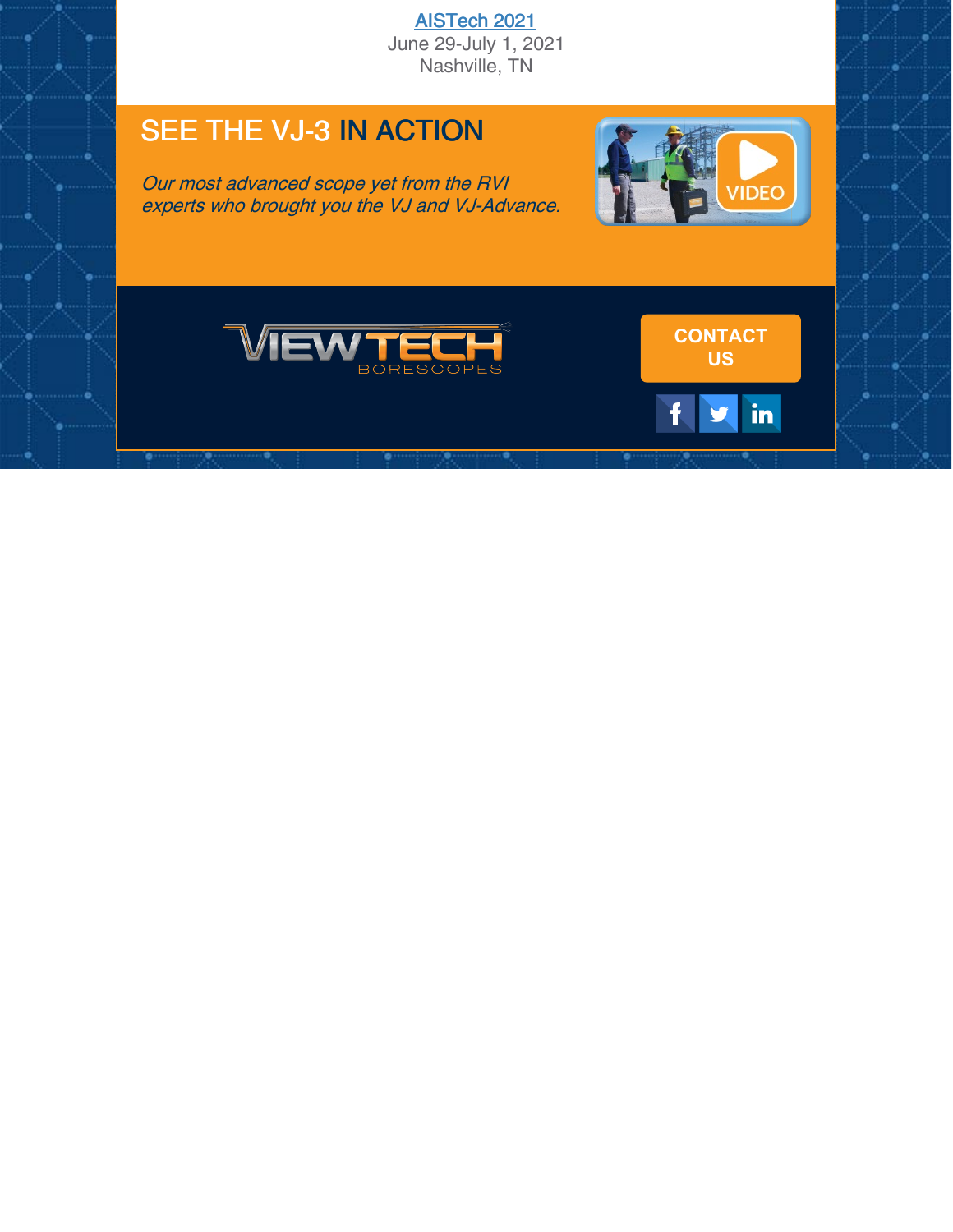[AISTech 2021](#)
June 29-July 1, 2021
Nashville, TN

## SEE THE VJ-3 IN ACTION

*Our most advanced scope yet from the RVI experts who brought you the VJ and VJ-Advance.*

VIEWTECH BORESCOPES

CONTACT US